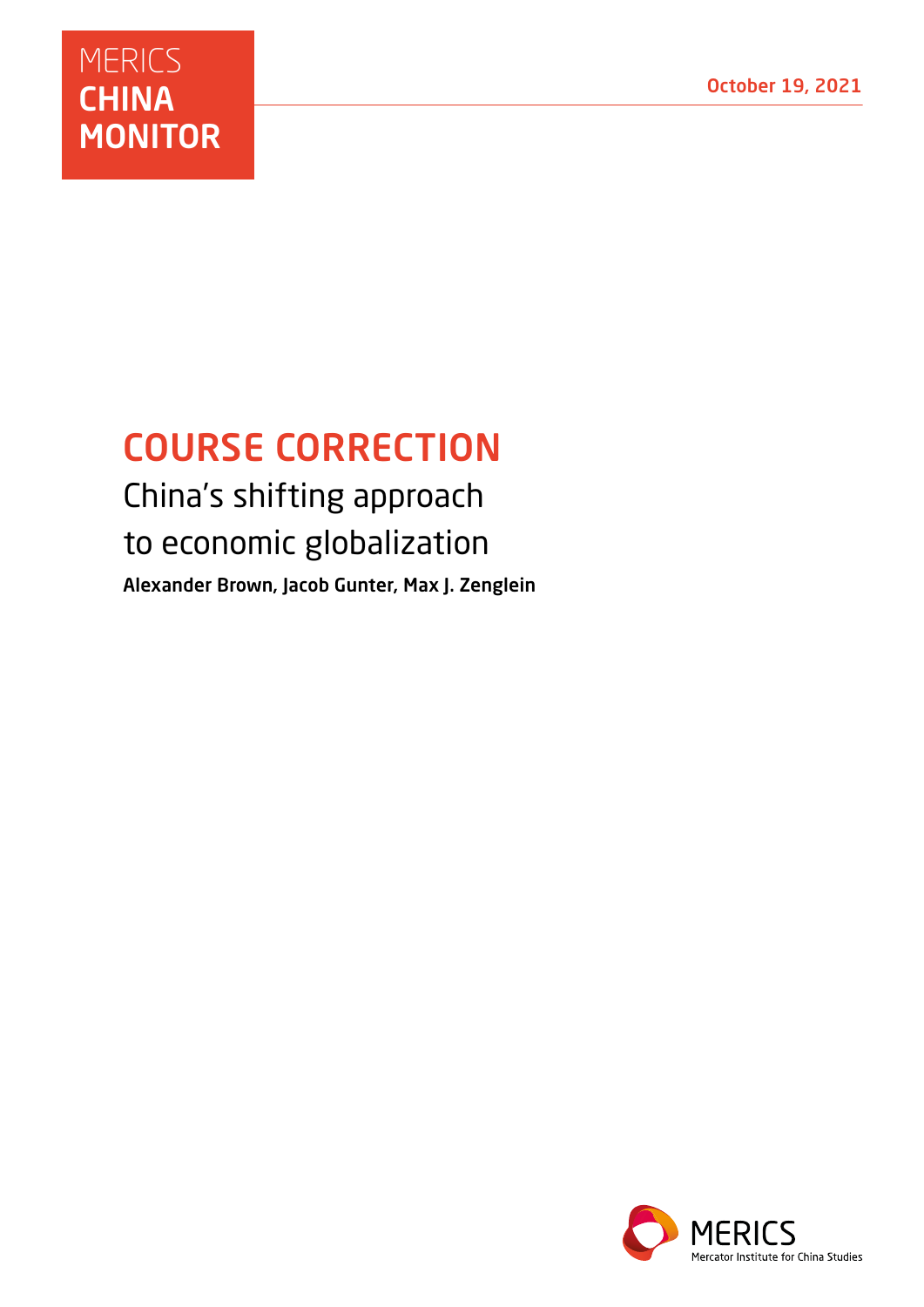MERICS
**CHINA**
**MONITOR**

October 19, 2021

# COURSE CORRECTION

## China's shifting approach to economic globalization

**Alexander Brown, Jacob Gunter, Max J. Zenglein**

MERICS
Mercator Institute for China Studies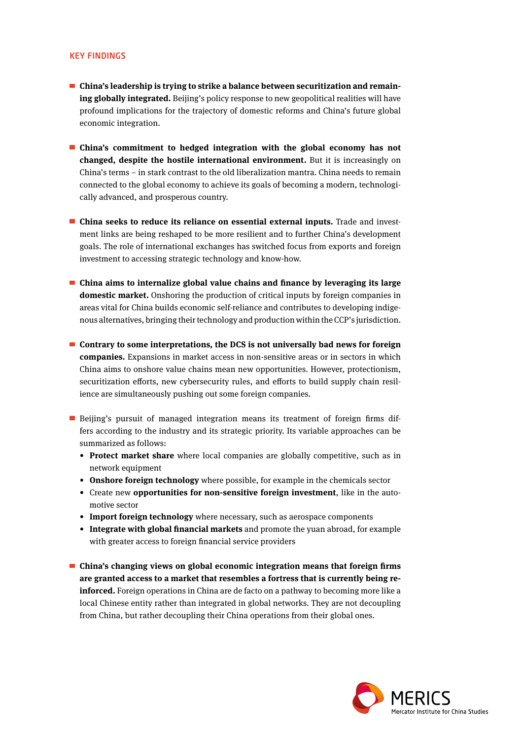## KEY FINDINGS

- **China's leadership is trying to strike a balance between securitization and remaining globally integrated.** Beijing's policy response to new geopolitical realities will have profound implications for the trajectory of domestic reforms and China's future global economic integration.

- **China's commitment to hedged integration with the global economy has not changed, despite the hostile international environment.** But it is increasingly on China's terms – in stark contrast to the old liberalization mantra. China needs to remain connected to the global economy to achieve its goals of becoming a modern, technologically advanced, and prosperous country.

- **China seeks to reduce its reliance on essential external inputs.** Trade and investment links are being reshaped to be more resilient and to further China's development goals. The role of international exchanges has switched focus from exports and foreign investment to accessing strategic technology and know-how.

- **China aims to internalize global value chains and finance by leveraging its large domestic market.** Onshoring the production of critical inputs by foreign companies in areas vital for China builds economic self-reliance and contributes to developing indigenous alternatives, bringing their technology and production within the CCP's jurisdiction.

- **Contrary to some interpretations, the DCS is not universally bad news for foreign companies.** Expansions in market access in non-sensitive areas or in sectors in which China aims to onshore value chains mean new opportunities. However, protectionism, securitization efforts, new cybersecurity rules, and efforts to build supply chain resilience are simultaneously pushing out some foreign companies.

- Beijing's pursuit of managed integration means its treatment of foreign firms differs according to the industry and its strategic priority. Its variable approaches can be summarized as follows:
  - **Protect market share** where local companies are globally competitive, such as in network equipment
  - **Onshore foreign technology** where possible, for example in the chemicals sector
  - Create new **opportunities for non-sensitive foreign investment**, like in the automotive sector
  - **Import foreign technology** where necessary, such as aerospace components
  - **Integrate with global financial markets** and promote the yuan abroad, for example with greater access to foreign financial service providers

- **China's changing views on global economic integration means that foreign firms are granted access to a market that resembles a fortress that is currently being reinforced.** Foreign operations in China are de facto on a pathway to becoming more like a local Chinese entity rather than integrated in global networks. They are not decoupling from China, but rather decoupling their China operations from their global ones.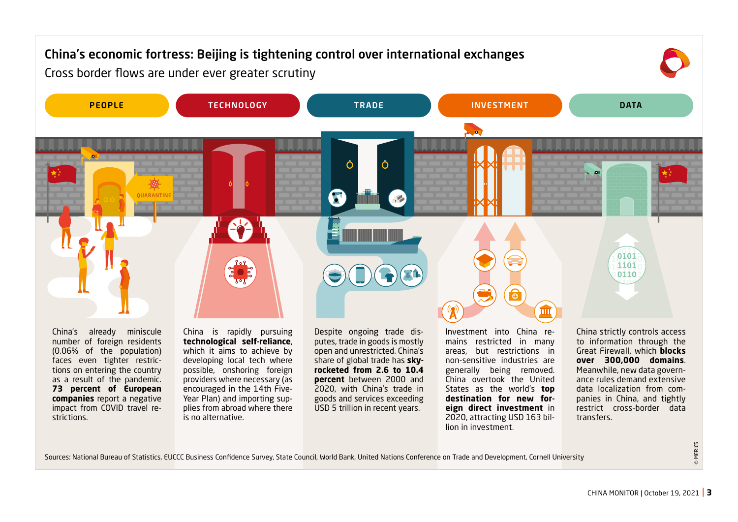# China's economic fortress: Beijing is tightening control over international exchanges

Cross border flows are under ever greater scrutiny

## PEOPLE

China's already miniscule number of foreign residents (0.06% of the population) faces even tighter restrictions on entering the country as a result of the pandemic. **73 percent of European companies** report a negative impact from COVID travel restrictions.

## TECHNOLOGY

China is rapidly pursuing **technological self-reliance**, which it aims to achieve by developing local tech where possible, onshoring foreign providers where necessary (as encouraged in the 14th Five-Year Plan) and importing supplies from abroad where there is no alternative.

## TRADE

Despite ongoing trade disputes, trade in goods is mostly open and unrestricted. China's share of global trade has **sky-rocketed from 2.6 to 10.4 percent** between 2000 and 2020, with China's trade in goods and services exceeding USD 5 trillion in recent years.

## INVESTMENT

Investment into China remains restricted in many areas, but restrictions in non-sensitive industries are generally being removed. China overtook the United States as the world's **top destination for new foreign direct investment** in 2020, attracting USD 163 billion in investment.

## DATA

China strictly controls access to information through the Great Firewall, which **blocks over 300,000 domains**. Meanwhile, new data governance rules demand extensive data localization from companies in China, and tightly restrict cross-border data transfers.

Sources: National Bureau of Statistics, EUCCC Business Confidence Survey, State Council, World Bank, United Nations Conference on Trade and Development, Cornell University

© MERICS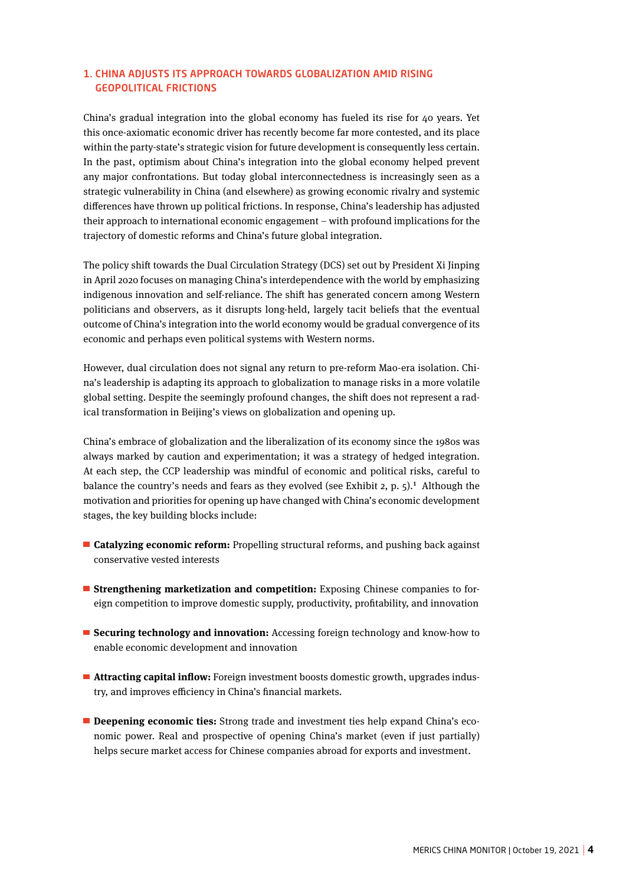## 1. CHINA ADJUSTS ITS APPROACH TOWARDS GLOBALIZATION AMID RISING GEOPOLITICAL FRICTIONS

China's gradual integration into the global economy has fueled its rise for 40 years. Yet this once-axiomatic economic driver has recently become far more contested, and its place within the party-state's strategic vision for future development is consequently less certain. In the past, optimism about China's integration into the global economy helped prevent any major confrontations. But today global interconnectedness is increasingly seen as a strategic vulnerability in China (and elsewhere) as growing economic rivalry and systemic differences have thrown up political frictions. In response, China's leadership has adjusted their approach to international economic engagement – with profound implications for the trajectory of domestic reforms and China's future global integration.

The policy shift towards the Dual Circulation Strategy (DCS) set out by President Xi Jinping in April 2020 focuses on managing China's interdependence with the world by emphasizing indigenous innovation and self-reliance. The shift has generated concern among Western politicians and observers, as it disrupts long-held, largely tacit beliefs that the eventual outcome of China's integration into the world economy would be gradual convergence of its economic and perhaps even political systems with Western norms.

However, dual circulation does not signal any return to pre-reform Mao-era isolation. China's leadership is adapting its approach to globalization to manage risks in a more volatile global setting. Despite the seemingly profound changes, the shift does not represent a radical transformation in Beijing's views on globalization and opening up.

China's embrace of globalization and the liberalization of its economy since the 1980s was always marked by caution and experimentation; it was a strategy of hedged integration. At each step, the CCP leadership was mindful of economic and political risks, careful to balance the country's needs and fears as they evolved (see Exhibit 2, p. 5).[1] Although the motivation and priorities for opening up have changed with China's economic development stages, the key building blocks include:

- **Catalyzing economic reform:** Propelling structural reforms, and pushing back against conservative vested interests
- **Strengthening marketization and competition:** Exposing Chinese companies to foreign competition to improve domestic supply, productivity, profitability, and innovation
- **Securing technology and innovation:** Accessing foreign technology and know-how to enable economic development and innovation
- **Attracting capital inflow:** Foreign investment boosts domestic growth, upgrades industry, and improves efficiency in China's financial markets.
- **Deepening economic ties:** Strong trade and investment ties help expand China's economic power. Real and prospective of opening China's market (even if just partially) helps secure market access for Chinese companies abroad for exports and investment.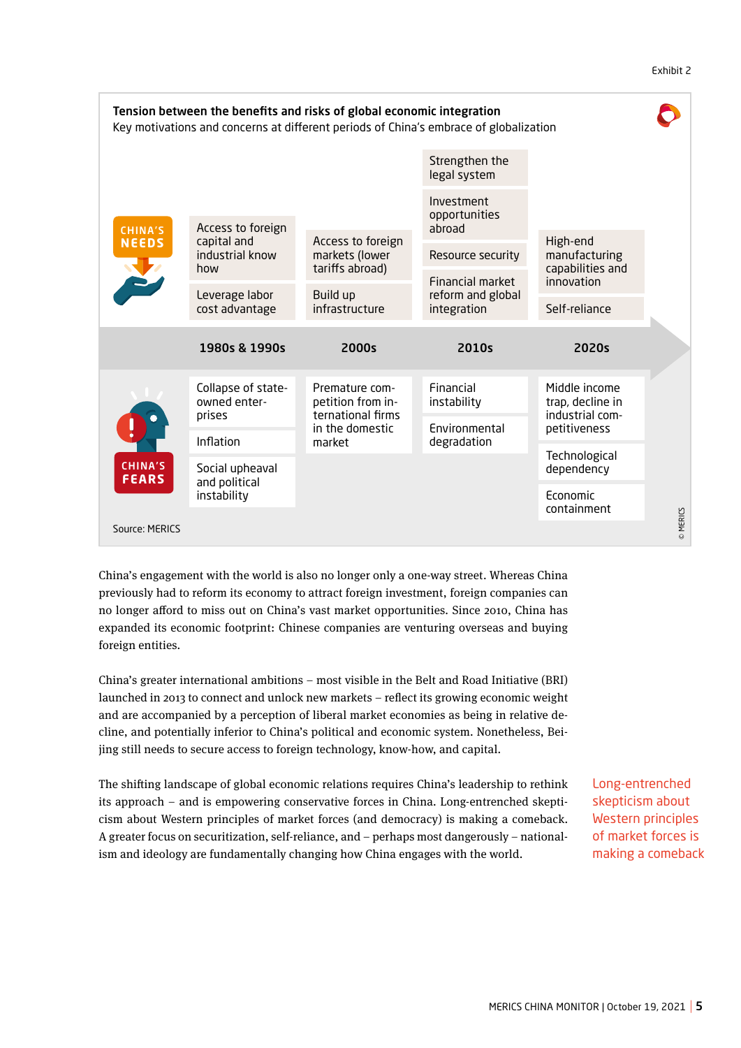Exhibit 2

**Tension between the benefits and risks of global economic integration**

Key motivations and concerns at different periods of China's embrace of globalization

| | 1980s & 1990s | 2000s | 2010s | 2020s |
|---|---|---|---|---|
| **China's needs** | Access to foreign capital and industrial know how; Leverage labor cost advantage | Access to foreign markets (lower tariffs abroad); Build up infrastructure | Strengthen the legal system; Investment opportunities abroad; Resource security; Financial market reform and global integration | High-end manufacturing capabilities and innovation; Self-reliance |
| **China's fears** | Collapse of state-owned enterprises; Inflation; Social upheaval and political instability | Premature competition from international firms in the domestic market | Financial instability; Environmental degradation | Middle income trap, decline in industrial competitiveness; Technological dependency; Economic containment |

Source: MERICS

China's engagement with the world is also no longer only a one-way street. Whereas China previously had to reform its economy to attract foreign investment, foreign companies can no longer afford to miss out on China's vast market opportunities. Since 2010, China has expanded its economic footprint: Chinese companies are venturing overseas and buying foreign entities.

China's greater international ambitions – most visible in the Belt and Road Initiative (BRI) launched in 2013 to connect and unlock new markets – reflect its growing economic weight and are accompanied by a perception of liberal market economies as being in relative decline, and potentially inferior to China's political and economic system. Nonetheless, Beijing still needs to secure access to foreign technology, know-how, and capital.

The shifting landscape of global economic relations requires China's leadership to rethink its approach – and is empowering conservative forces in China. Long-entrenched skepticism about Western principles of market forces (and democracy) is making a comeback. A greater focus on securitization, self-reliance, and – perhaps most dangerously – nationalism and ideology are fundamentally changing how China engages with the world.

Long-entrenched skepticism about Western principles of market forces is making a comeback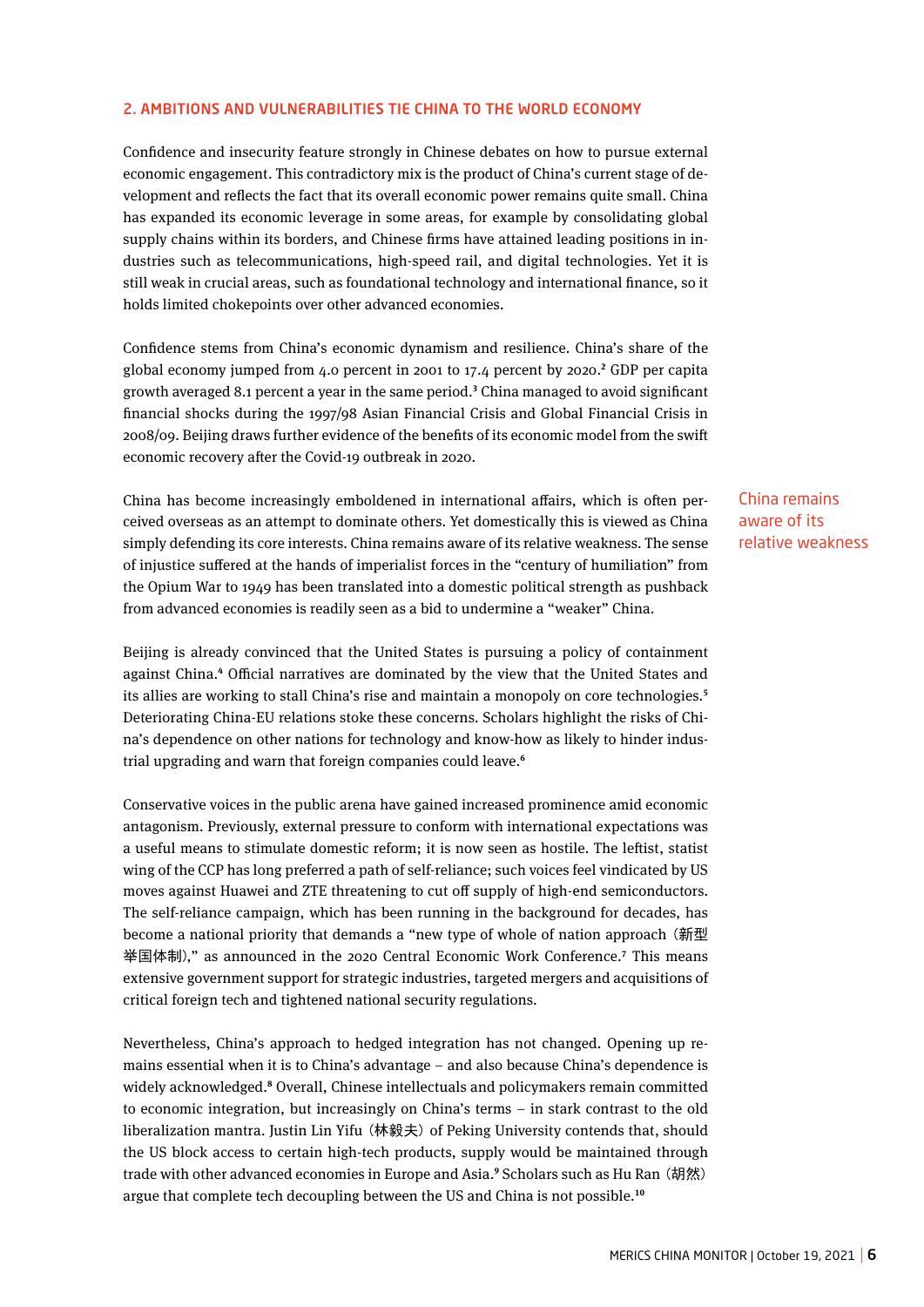## 2. AMBITIONS AND VULNERABILITIES TIE CHINA TO THE WORLD ECONOMY

Confidence and insecurity feature strongly in Chinese debates on how to pursue external economic engagement. This contradictory mix is the product of China's current stage of development and reflects the fact that its overall economic power remains quite small. China has expanded its economic leverage in some areas, for example by consolidating global supply chains within its borders, and Chinese firms have attained leading positions in industries such as telecommunications, high-speed rail, and digital technologies. Yet it is still weak in crucial areas, such as foundational technology and international finance, so it holds limited chokepoints over other advanced economies.

Confidence stems from China's economic dynamism and resilience. China's share of the global economy jumped from 4.0 percent in 2001 to 17.4 percent by 2020.[2] GDP per capita growth averaged 8.1 percent a year in the same period.[3] China managed to avoid significant financial shocks during the 1997/98 Asian Financial Crisis and Global Financial Crisis in 2008/09. Beijing draws further evidence of the benefits of its economic model from the swift economic recovery after the Covid-19 outbreak in 2020.

China remains aware of its relative weakness

China has become increasingly emboldened in international affairs, which is often perceived overseas as an attempt to dominate others. Yet domestically this is viewed as China simply defending its core interests. China remains aware of its relative weakness. The sense of injustice suffered at the hands of imperialist forces in the "century of humiliation" from the Opium War to 1949 has been translated into a domestic political strength as pushback from advanced economies is readily seen as a bid to undermine a "weaker" China.

Beijing is already convinced that the United States is pursuing a policy of containment against China.[4] Official narratives are dominated by the view that the United States and its allies are working to stall China's rise and maintain a monopoly on core technologies.[5] Deteriorating China-EU relations stoke these concerns. Scholars highlight the risks of China's dependence on other nations for technology and know-how as likely to hinder industrial upgrading and warn that foreign companies could leave.[6]

Conservative voices in the public arena have gained increased prominence amid economic antagonism. Previously, external pressure to conform with international expectations was a useful means to stimulate domestic reform; it is now seen as hostile. The leftist, statist wing of the CCP has long preferred a path of self-reliance; such voices feel vindicated by US moves against Huawei and ZTE threatening to cut off supply of high-end semiconductors. The self-reliance campaign, which has been running in the background for decades, has become a national priority that demands a "new type of whole of nation approach (新型举国体制)," as announced in the 2020 Central Economic Work Conference.[7] This means extensive government support for strategic industries, targeted mergers and acquisitions of critical foreign tech and tightened national security regulations.

Nevertheless, China's approach to hedged integration has not changed. Opening up remains essential when it is to China's advantage – and also because China's dependence is widely acknowledged.[8] Overall, Chinese intellectuals and policymakers remain committed to economic integration, but increasingly on China's terms – in stark contrast to the old liberalization mantra. Justin Lin Yifu (林毅夫) of Peking University contends that, should the US block access to certain high-tech products, supply would be maintained through trade with other advanced economies in Europe and Asia.[9] Scholars such as Hu Ran (胡然) argue that complete tech decoupling between the US and China is not possible.[10]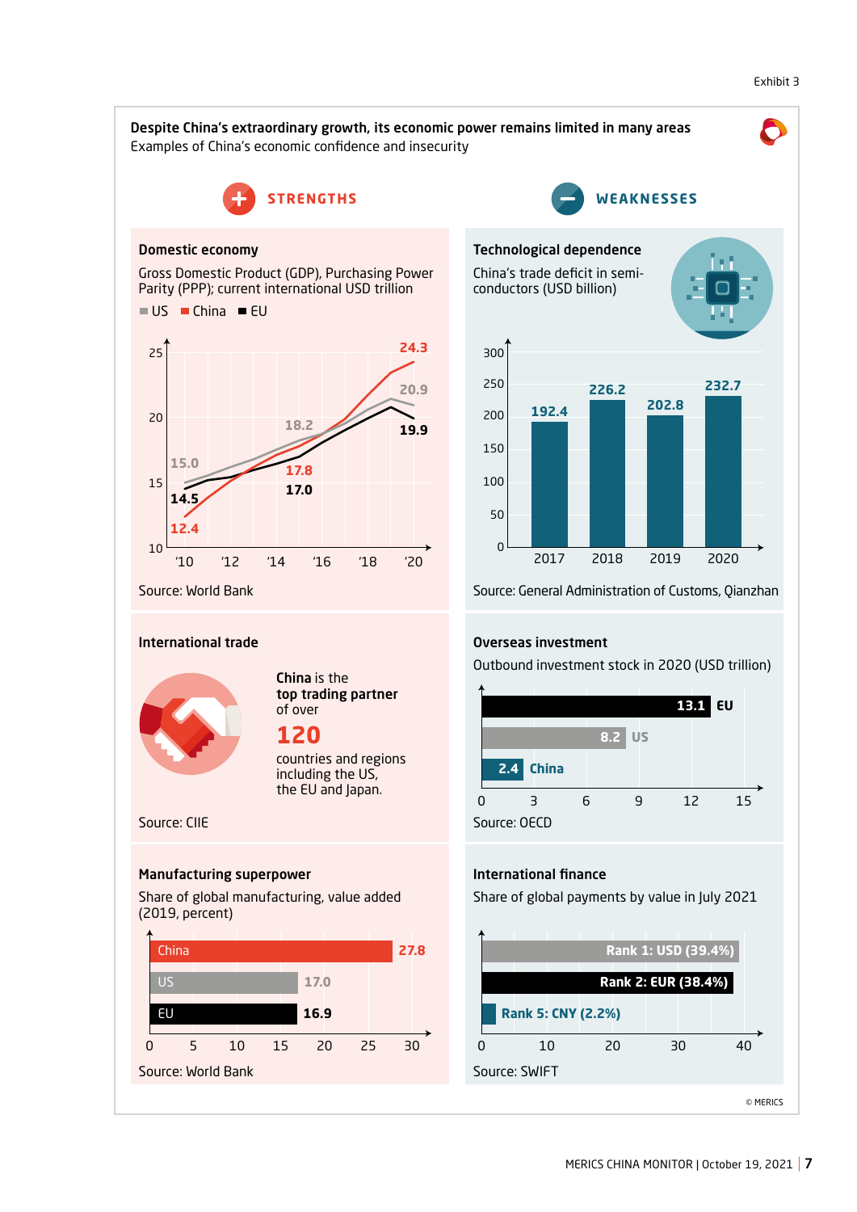Exhibit 3

## Despite China's extraordinary growth, its economic power remains limited in many areas

Examples of China's economic confidence and insecurity

### STRENGTHS

#### Domestic economy

Gross Domestic Product (GDP), Purchasing Power Parity (PPP); current international USD trillion

| | '10 | '15 | '20 |
|---|---|---|---|
| US | 15.0 | 18.2 | 20.9 |
| China | 12.4 | 17.8 | 24.3 |
| EU | 14.5 | 17.0 | 19.9 |

Source: World Bank

#### International trade

**China** is the **top trading partner** of over **120** countries and regions including the US, the EU and Japan.

Source: CIIE

#### Manufacturing superpower

Share of global manufacturing, value added (2019, percent)

| | Percent |
|---|---|
| China | 27.8 |
| US | 17.0 |
| EU | 16.9 |

Source: World Bank

### WEAKNESSES

#### Technological dependence

China's trade deficit in semi-conductors (USD billion)

| Year | USD billion |
|---|---|
| 2017 | 192.4 |
| 2018 | 226.2 |
| 2019 | 202.8 |
| 2020 | 232.7 |

Source: General Administration of Customs, Qianzhan

#### Overseas investment

Outbound investment stock in 2020 (USD trillion)

| | USD trillion |
|---|---|
| EU | 13.1 |
| US | 8.2 |
| China | 2.4 |

Source: OECD

#### International finance

Share of global payments by value in July 2021

| Rank | Currency | Share |
|---|---|---|
| Rank 1 | USD | 39.4% |
| Rank 2 | EUR | 38.4% |
| Rank 5 | CNY | 2.2% |

Source: SWIFT

© MERICS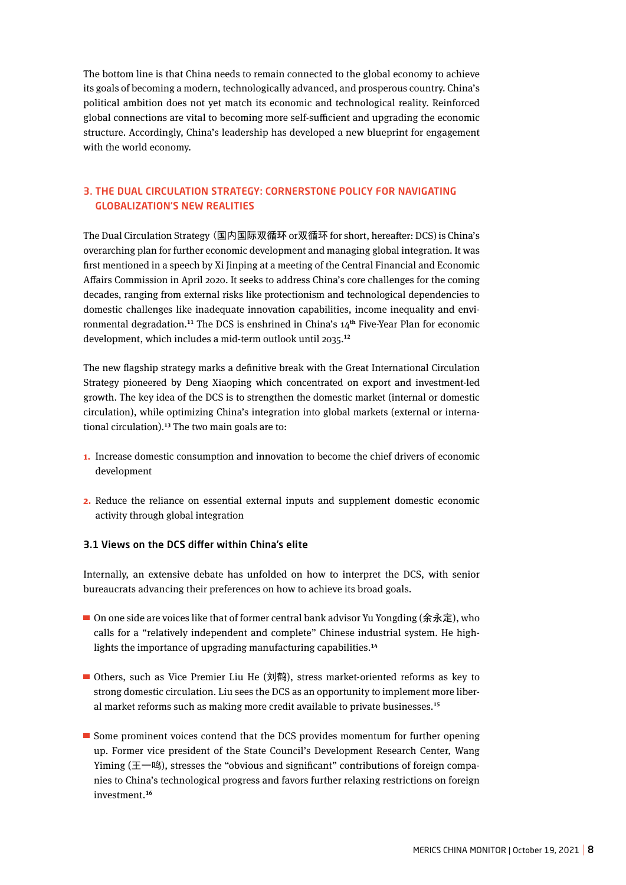The bottom line is that China needs to remain connected to the global economy to achieve its goals of becoming a modern, technologically advanced, and prosperous country. China's political ambition does not yet match its economic and technological reality. Reinforced global connections are vital to becoming more self-sufficient and upgrading the economic structure. Accordingly, China's leadership has developed a new blueprint for engagement with the world economy.

## 3. THE DUAL CIRCULATION STRATEGY: CORNERSTONE POLICY FOR NAVIGATING GLOBALIZATION'S NEW REALITIES

The Dual Circulation Strategy (国内国际双循环 or双循环 for short, hereafter: DCS) is China's overarching plan for further economic development and managing global integration. It was first mentioned in a speech by Xi Jinping at a meeting of the Central Financial and Economic Affairs Commission in April 2020. It seeks to address China's core challenges for the coming decades, ranging from external risks like protectionism and technological dependencies to domestic challenges like inadequate innovation capabilities, income inequality and environmental degradation.[11] The DCS is enshrined in China's 14th Five-Year Plan for economic development, which includes a mid-term outlook until 2035.[12]

The new flagship strategy marks a definitive break with the Great International Circulation Strategy pioneered by Deng Xiaoping which concentrated on export and investment-led growth. The key idea of the DCS is to strengthen the domestic market (internal or domestic circulation), while optimizing China's integration into global markets (external or international circulation).[13] The two main goals are to:

1. Increase domestic consumption and innovation to become the chief drivers of economic development
2. Reduce the reliance on essential external inputs and supplement domestic economic activity through global integration

### 3.1 Views on the DCS differ within China's elite

Internally, an extensive debate has unfolded on how to interpret the DCS, with senior bureaucrats advancing their preferences on how to achieve its broad goals.

- On one side are voices like that of former central bank advisor Yu Yongding (余永定), who calls for a "relatively independent and complete" Chinese industrial system. He highlights the importance of upgrading manufacturing capabilities.[14]
- Others, such as Vice Premier Liu He (刘鹤), stress market-oriented reforms as key to strong domestic circulation. Liu sees the DCS as an opportunity to implement more liberal market reforms such as making more credit available to private businesses.[15]
- Some prominent voices contend that the DCS provides momentum for further opening up. Former vice president of the State Council's Development Research Center, Wang Yiming (王一鸣), stresses the "obvious and significant" contributions of foreign companies to China's technological progress and favors further relaxing restrictions on foreign investment.[16]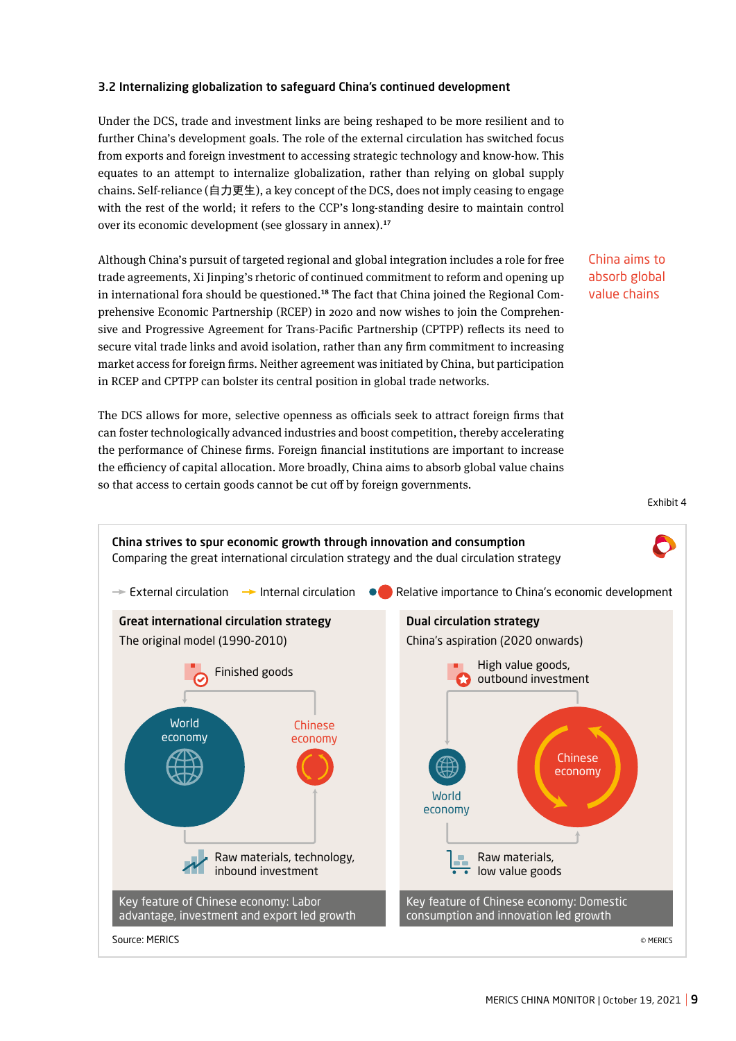### 3.2 Internalizing globalization to safeguard China's continued development

Under the DCS, trade and investment links are being reshaped to be more resilient and to further China's development goals. The role of the external circulation has switched focus from exports and foreign investment to accessing strategic technology and know-how. This equates to an attempt to internalize globalization, rather than relying on global supply chains. Self-reliance (自力更生), a key concept of the DCS, does not imply ceasing to engage with the rest of the world; it refers to the CCP's long-standing desire to maintain control over its economic development (see glossary in annex).[17]

Although China's pursuit of targeted regional and global integration includes a role for free trade agreements, Xi Jinping's rhetoric of continued commitment to reform and opening up in international fora should be questioned.[18] The fact that China joined the Regional Comprehensive Economic Partnership (RCEP) in 2020 and now wishes to join the Comprehensive and Progressive Agreement for Trans-Pacific Partnership (CPTPP) reflects its need to secure vital trade links and avoid isolation, rather than any firm commitment to increasing market access for foreign firms. Neither agreement was initiated by China, but participation in RCEP and CPTPP can bolster its central position in global trade networks.

China aims to absorb global value chains

The DCS allows for more, selective openness as officials seek to attract foreign firms that can foster technologically advanced industries and boost competition, thereby accelerating the performance of Chinese firms. Foreign financial institutions are important to increase the efficiency of capital allocation. More broadly, China aims to absorb global value chains so that access to certain goods cannot be cut off by foreign governments.

Exhibit 4

**China strives to spur economic growth through innovation and consumption**

Comparing the great international circulation strategy and the dual circulation strategy

External circulation | Internal circulation | Relative importance to China's economic development

**Great international circulation strategy**

The original model (1990-2010)

Finished goods

World economy

Chinese economy

Raw materials, technology, inbound investment

Key feature of Chinese economy: Labor advantage, investment and export led growth

**Dual circulation strategy**

China's aspiration (2020 onwards)

High value goods, outbound investment

World economy

Chinese economy

Raw materials, low value goods

Key feature of Chinese economy: Domestic consumption and innovation led growth

Source: MERICS

© MERICS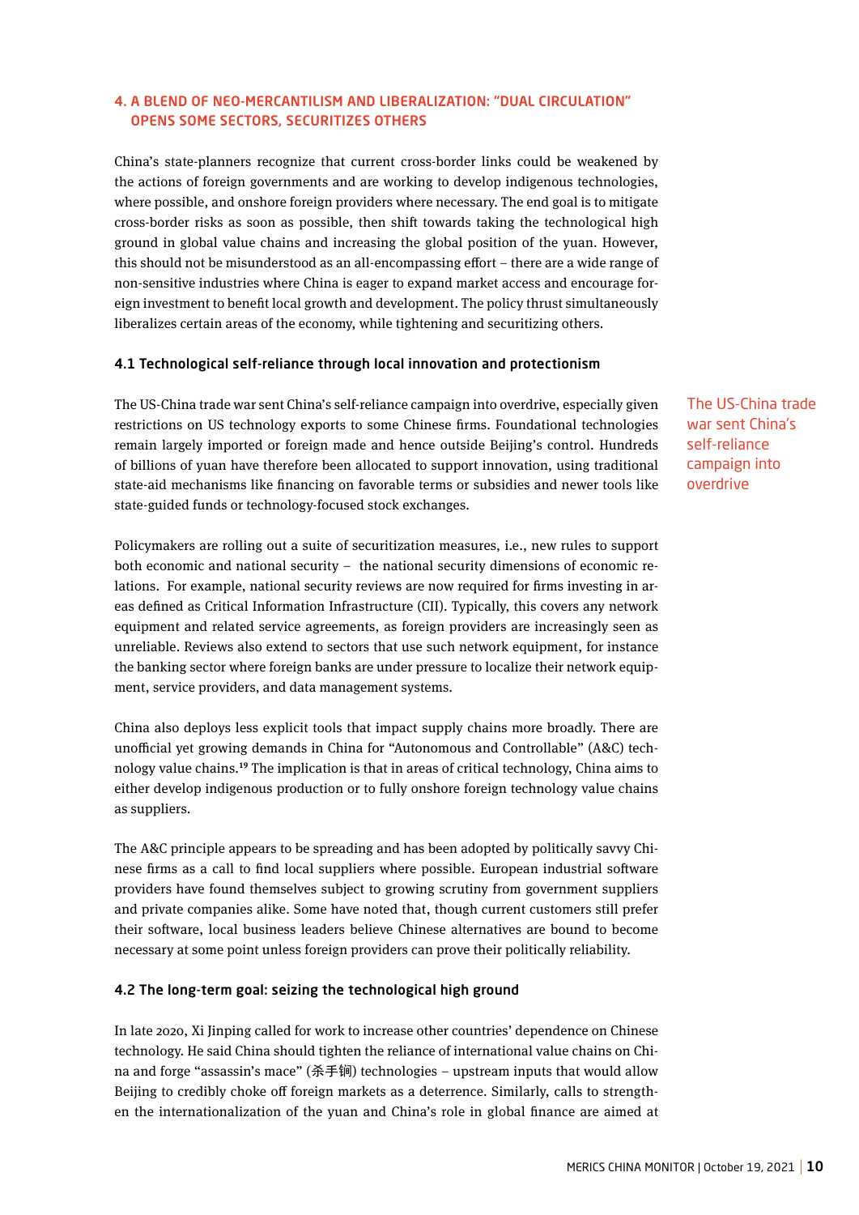## 4. A BLEND OF NEO-MERCANTILISM AND LIBERALIZATION: "DUAL CIRCULATION" OPENS SOME SECTORS, SECURITIZES OTHERS

China's state-planners recognize that current cross-border links could be weakened by the actions of foreign governments and are working to develop indigenous technologies, where possible, and onshore foreign providers where necessary. The end goal is to mitigate cross-border risks as soon as possible, then shift towards taking the technological high ground in global value chains and increasing the global position of the yuan. However, this should not be misunderstood as an all-encompassing effort – there are a wide range of non-sensitive industries where China is eager to expand market access and encourage foreign investment to benefit local growth and development. The policy thrust simultaneously liberalizes certain areas of the economy, while tightening and securitizing others.

### 4.1 Technological self-reliance through local innovation and protectionism

The US-China trade war sent China's self-reliance campaign into overdrive, especially given restrictions on US technology exports to some Chinese firms. Foundational technologies remain largely imported or foreign made and hence outside Beijing's control. Hundreds of billions of yuan have therefore been allocated to support innovation, using traditional state-aid mechanisms like financing on favorable terms or subsidies and newer tools like state-guided funds or technology-focused stock exchanges.

The US-China trade war sent China's self-reliance campaign into overdrive

Policymakers are rolling out a suite of securitization measures, i.e., new rules to support both economic and national security – the national security dimensions of economic relations. For example, national security reviews are now required for firms investing in areas defined as Critical Information Infrastructure (CII). Typically, this covers any network equipment and related service agreements, as foreign providers are increasingly seen as unreliable. Reviews also extend to sectors that use such network equipment, for instance the banking sector where foreign banks are under pressure to localize their network equipment, service providers, and data management systems.

China also deploys less explicit tools that impact supply chains more broadly. There are unofficial yet growing demands in China for "Autonomous and Controllable" (A&C) technology value chains.[19] The implication is that in areas of critical technology, China aims to either develop indigenous production or to fully onshore foreign technology value chains as suppliers.

The A&C principle appears to be spreading and has been adopted by politically savvy Chinese firms as a call to find local suppliers where possible. European industrial software providers have found themselves subject to growing scrutiny from government suppliers and private companies alike. Some have noted that, though current customers still prefer their software, local business leaders believe Chinese alternatives are bound to become necessary at some point unless foreign providers can prove their politically reliability.

### 4.2 The long-term goal: seizing the technological high ground

In late 2020, Xi Jinping called for work to increase other countries' dependence on Chinese technology. He said China should tighten the reliance of international value chains on China and forge "assassin's mace" (杀手锏) technologies – upstream inputs that would allow Beijing to credibly choke off foreign markets as a deterrence. Similarly, calls to strengthen the internationalization of the yuan and China's role in global finance are aimed at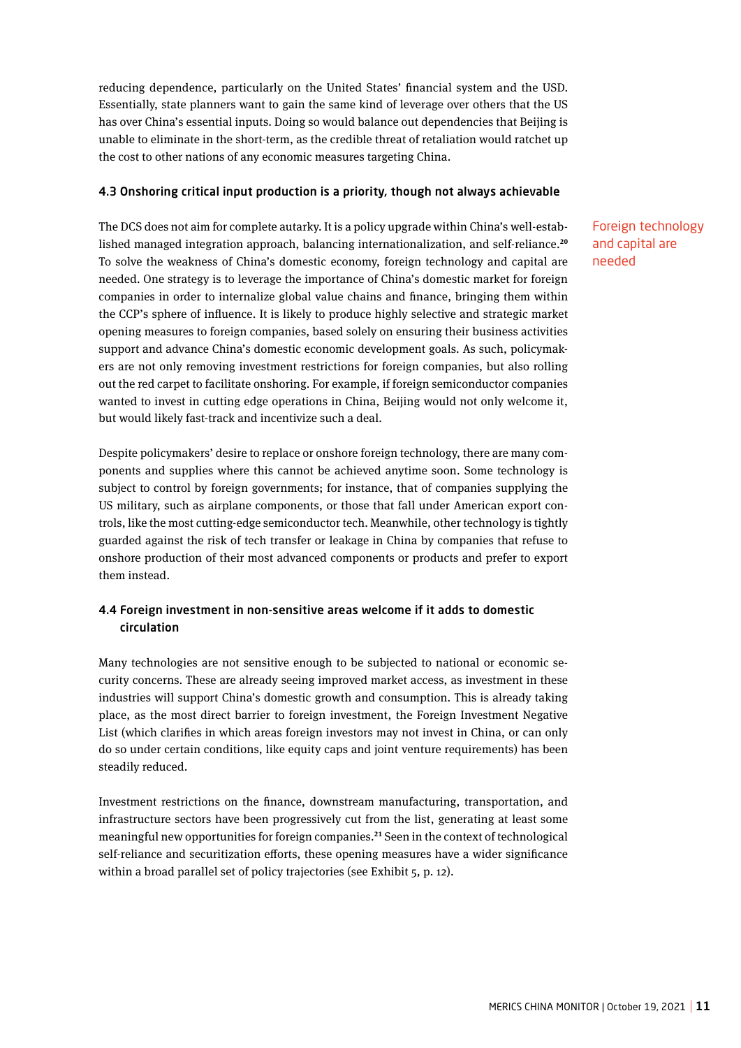reducing dependence, particularly on the United States' financial system and the USD. Essentially, state planners want to gain the same kind of leverage over others that the US has over China's essential inputs. Doing so would balance out dependencies that Beijing is unable to eliminate in the short-term, as the credible threat of retaliation would ratchet up the cost to other nations of any economic measures targeting China.

### 4.3 Onshoring critical input production is a priority, though not always achievable

Foreign technology and capital are needed

The DCS does not aim for complete autarky. It is a policy upgrade within China's well-established managed integration approach, balancing internationalization, and self-reliance.[20] To solve the weakness of China's domestic economy, foreign technology and capital are needed. One strategy is to leverage the importance of China's domestic market for foreign companies in order to internalize global value chains and finance, bringing them within the CCP's sphere of influence. It is likely to produce highly selective and strategic market opening measures to foreign companies, based solely on ensuring their business activities support and advance China's domestic economic development goals. As such, policymakers are not only removing investment restrictions for foreign companies, but also rolling out the red carpet to facilitate onshoring. For example, if foreign semiconductor companies wanted to invest in cutting edge operations in China, Beijing would not only welcome it, but would likely fast-track and incentivize such a deal.

Despite policymakers' desire to replace or onshore foreign technology, there are many components and supplies where this cannot be achieved anytime soon. Some technology is subject to control by foreign governments; for instance, that of companies supplying the US military, such as airplane components, or those that fall under American export controls, like the most cutting-edge semiconductor tech. Meanwhile, other technology is tightly guarded against the risk of tech transfer or leakage in China by companies that refuse to onshore production of their most advanced components or products and prefer to export them instead.

### 4.4 Foreign investment in non-sensitive areas welcome if it adds to domestic circulation

Many technologies are not sensitive enough to be subjected to national or economic security concerns. These are already seeing improved market access, as investment in these industries will support China's domestic growth and consumption. This is already taking place, as the most direct barrier to foreign investment, the Foreign Investment Negative List (which clarifies in which areas foreign investors may not invest in China, or can only do so under certain conditions, like equity caps and joint venture requirements) has been steadily reduced.

Investment restrictions on the finance, downstream manufacturing, transportation, and infrastructure sectors have been progressively cut from the list, generating at least some meaningful new opportunities for foreign companies.[21] Seen in the context of technological self-reliance and securitization efforts, these opening measures have a wider significance within a broad parallel set of policy trajectories (see Exhibit 5, p. 12).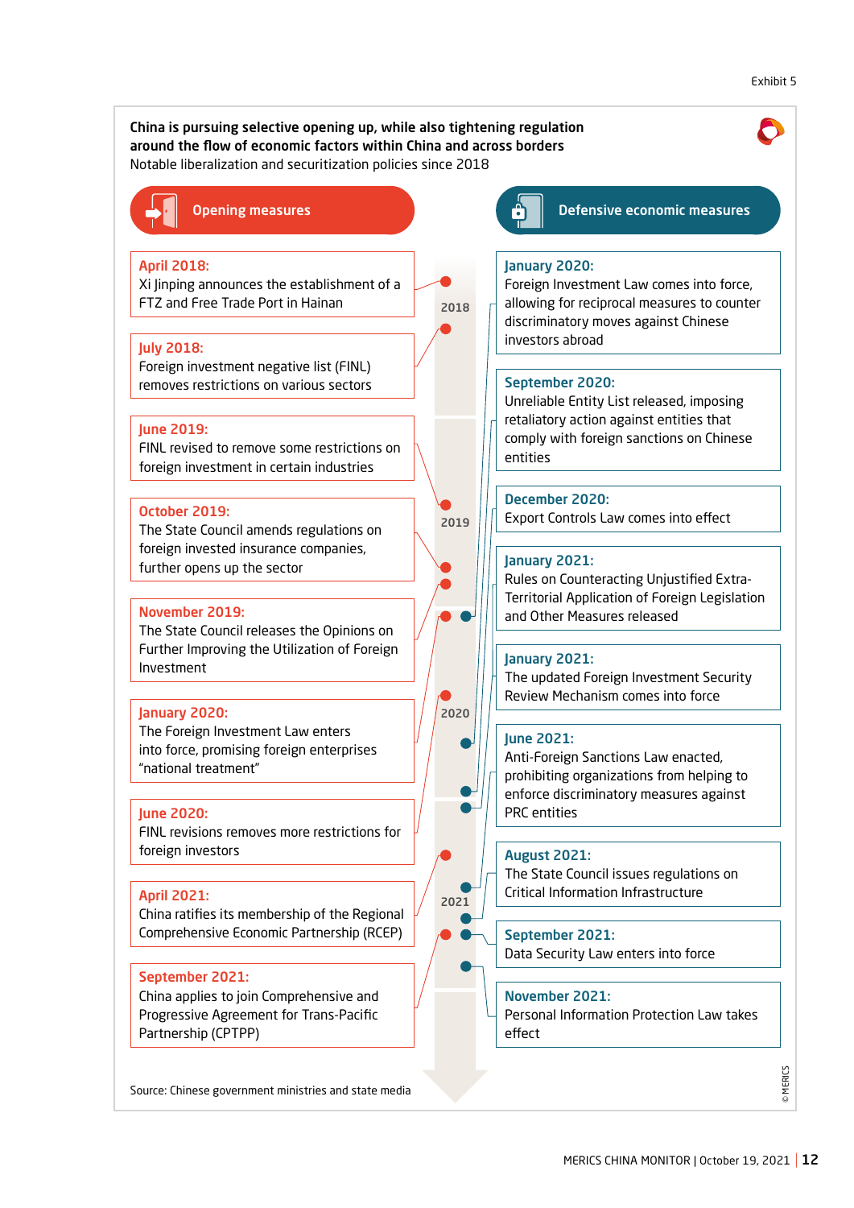Exhibit 5

**China is pursuing selective opening up, while also tightening regulation around the flow of economic factors within China and across borders**

Notable liberalization and securitization policies since 2018

## Opening measures

**April 2018:**
Xi Jinping announces the establishment of a FTZ and Free Trade Port in Hainan

**July 2018:**
Foreign investment negative list (FINL) removes restrictions on various sectors

**June 2019:**
FINL revised to remove some restrictions on foreign investment in certain industries

**October 2019:**
The State Council amends regulations on foreign invested insurance companies, further opens up the sector

**November 2019:**
The State Council releases the Opinions on Further Improving the Utilization of Foreign Investment

**January 2020:**
The Foreign Investment Law enters into force, promising foreign enterprises "national treatment"

**June 2020:**
FINL revisions removes more restrictions for foreign investors

**April 2021:**
China ratifies its membership of the Regional Comprehensive Economic Partnership (RCEP)

**September 2021:**
China applies to join Comprehensive and Progressive Agreement for Trans-Pacific Partnership (CPTPP)

## Defensive economic measures

**January 2020:**
Foreign Investment Law comes into force, allowing for reciprocal measures to counter discriminatory moves against Chinese investors abroad

**September 2020:**
Unreliable Entity List released, imposing retaliatory action against entities that comply with foreign sanctions on Chinese entities

**December 2020:**
Export Controls Law comes into effect

**January 2021:**
Rules on Counteracting Unjustified Extra-Territorial Application of Foreign Legislation and Other Measures released

**January 2021:**
The updated Foreign Investment Security Review Mechanism comes into force

**June 2021:**
Anti-Foreign Sanctions Law enacted, prohibiting organizations from helping to enforce discriminatory measures against PRC entities

**August 2021:**
The State Council issues regulations on Critical Information Infrastructure

**September 2021:**
Data Security Law enters into force

**November 2021:**
Personal Information Protection Law takes effect

Source: Chinese government ministries and state media

© MERICS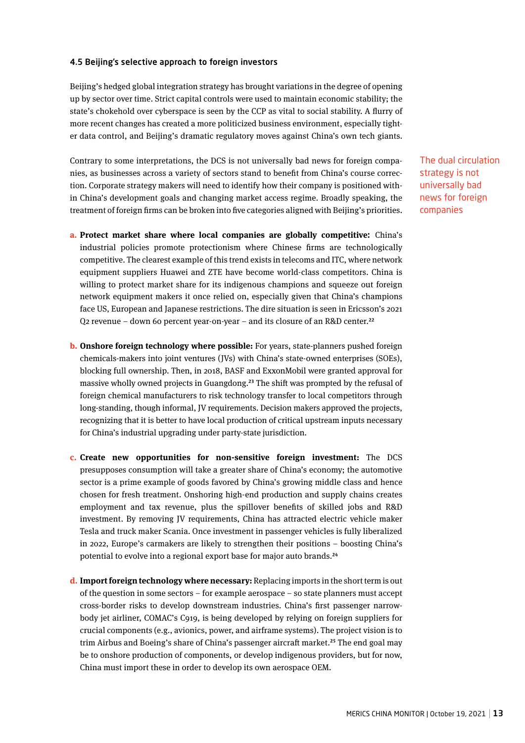### 4.5 Beijing's selective approach to foreign investors

Beijing's hedged global integration strategy has brought variations in the degree of opening up by sector over time. Strict capital controls were used to maintain economic stability; the state's chokehold over cyberspace is seen by the CCP as vital to social stability. A flurry of more recent changes has created a more politicized business environment, especially tighter data control, and Beijing's dramatic regulatory moves against China's own tech giants.

Contrary to some interpretations, the DCS is not universally bad news for foreign companies, as businesses across a variety of sectors stand to benefit from China's course correction. Corporate strategy makers will need to identify how their company is positioned within China's development goals and changing market access regime. Broadly speaking, the treatment of foreign firms can be broken into five categories aligned with Beijing's priorities.

The dual circulation strategy is not universally bad news for foreign companies

a. **Protect market share where local companies are globally competitive:** China's industrial policies promote protectionism where Chinese firms are technologically competitive. The clearest example of this trend exists in telecoms and ITC, where network equipment suppliers Huawei and ZTE have become world-class competitors. China is willing to protect market share for its indigenous champions and squeeze out foreign network equipment makers it once relied on, especially given that China's champions face US, European and Japanese restrictions. The dire situation is seen in Ericsson's 2021 Q2 revenue – down 60 percent year-on-year – and its closure of an R&D center.[22]

b. **Onshore foreign technology where possible:** For years, state-planners pushed foreign chemicals-makers into joint ventures (JVs) with China's state-owned enterprises (SOEs), blocking full ownership. Then, in 2018, BASF and ExxonMobil were granted approval for massive wholly owned projects in Guangdong.[23] The shift was prompted by the refusal of foreign chemical manufacturers to risk technology transfer to local competitors through long-standing, though informal, JV requirements. Decision makers approved the projects, recognizing that it is better to have local production of critical upstream inputs necessary for China's industrial upgrading under party-state jurisdiction.

c. **Create new opportunities for non-sensitive foreign investment:** The DCS presupposes consumption will take a greater share of China's economy; the automotive sector is a prime example of goods favored by China's growing middle class and hence chosen for fresh treatment. Onshoring high-end production and supply chains creates employment and tax revenue, plus the spillover benefits of skilled jobs and R&D investment. By removing JV requirements, China has attracted electric vehicle maker Tesla and truck maker Scania. Once investment in passenger vehicles is fully liberalized in 2022, Europe's carmakers are likely to strengthen their positions – boosting China's potential to evolve into a regional export base for major auto brands.[24]

d. **Import foreign technology where necessary:** Replacing imports in the short term is out of the question in some sectors – for example aerospace – so state planners must accept cross-border risks to develop downstream industries. China's first passenger narrow-body jet airliner, COMAC's C919, is being developed by relying on foreign suppliers for crucial components (e.g., avionics, power, and airframe systems). The project vision is to trim Airbus and Boeing's share of China's passenger aircraft market.[25] The end goal may be to onshore production of components, or develop indigenous providers, but for now, China must import these in order to develop its own aerospace OEM.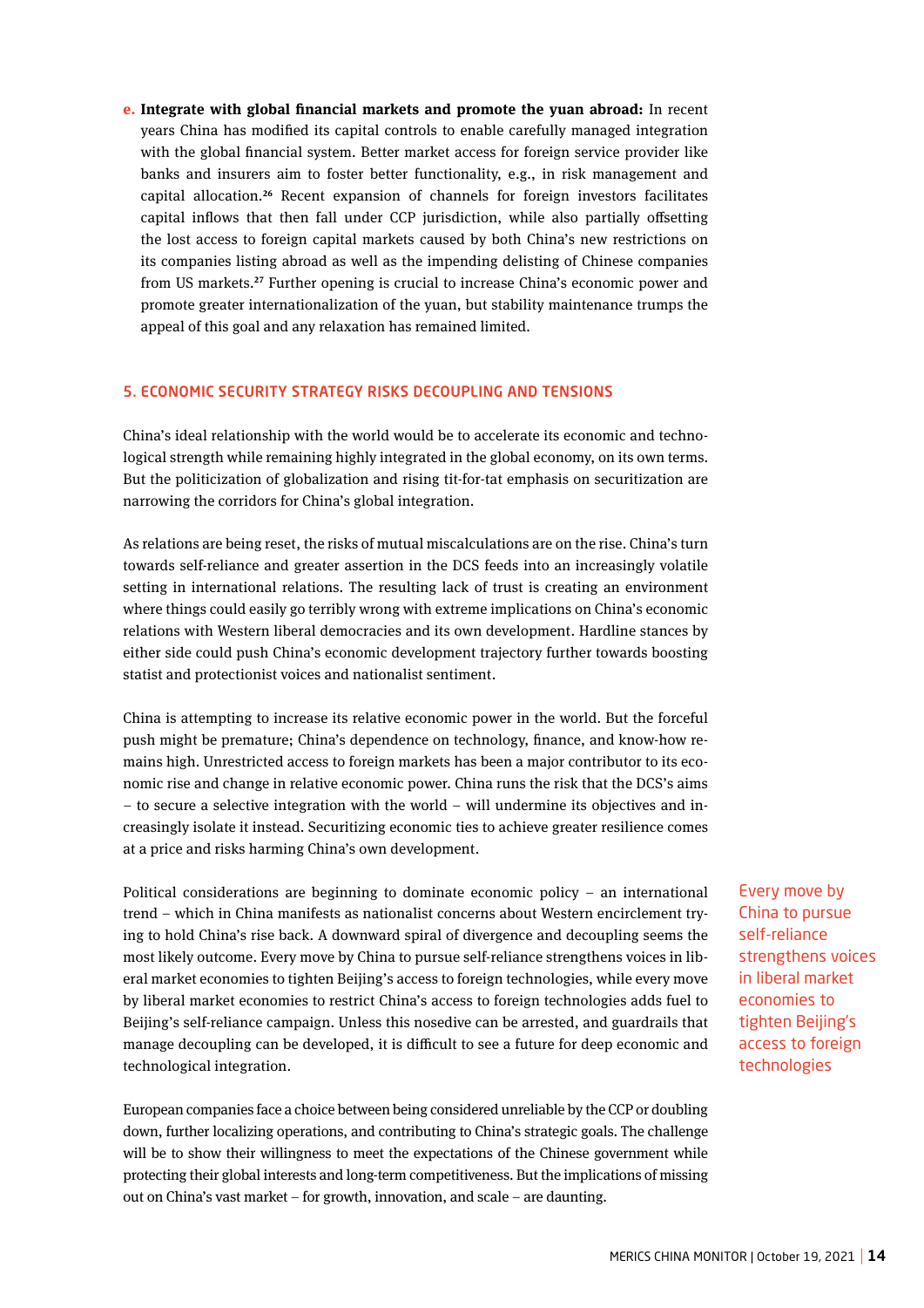**e. Integrate with global financial markets and promote the yuan abroad:** In recent years China has modified its capital controls to enable carefully managed integration with the global financial system. Better market access for foreign service provider like banks and insurers aim to foster better functionality, e.g., in risk management and capital allocation.[26] Recent expansion of channels for foreign investors facilitates capital inflows that then fall under CCP jurisdiction, while also partially offsetting the lost access to foreign capital markets caused by both China's new restrictions on its companies listing abroad as well as the impending delisting of Chinese companies from US markets.[27] Further opening is crucial to increase China's economic power and promote greater internationalization of the yuan, but stability maintenance trumps the appeal of this goal and any relaxation has remained limited.

## 5. ECONOMIC SECURITY STRATEGY RISKS DECOUPLING AND TENSIONS

China's ideal relationship with the world would be to accelerate its economic and technological strength while remaining highly integrated in the global economy, on its own terms. But the politicization of globalization and rising tit-for-tat emphasis on securitization are narrowing the corridors for China's global integration.

As relations are being reset, the risks of mutual miscalculations are on the rise. China's turn towards self-reliance and greater assertion in the DCS feeds into an increasingly volatile setting in international relations. The resulting lack of trust is creating an environment where things could easily go terribly wrong with extreme implications on China's economic relations with Western liberal democracies and its own development. Hardline stances by either side could push China's economic development trajectory further towards boosting statist and protectionist voices and nationalist sentiment.

China is attempting to increase its relative economic power in the world. But the forceful push might be premature; China's dependence on technology, finance, and know-how remains high. Unrestricted access to foreign markets has been a major contributor to its economic rise and change in relative economic power. China runs the risk that the DCS's aims – to secure a selective integration with the world – will undermine its objectives and increasingly isolate it instead. Securitizing economic ties to achieve greater resilience comes at a price and risks harming China's own development.

Political considerations are beginning to dominate economic policy – an international trend – which in China manifests as nationalist concerns about Western encirclement trying to hold China's rise back. A downward spiral of divergence and decoupling seems the most likely outcome. Every move by China to pursue self-reliance strengthens voices in liberal market economies to tighten Beijing's access to foreign technologies, while every move by liberal market economies to restrict China's access to foreign technologies adds fuel to Beijing's self-reliance campaign. Unless this nosedive can be arrested, and guardrails that manage decoupling can be developed, it is difficult to see a future for deep economic and technological integration.

Every move by China to pursue self-reliance strengthens voices in liberal market economies to tighten Beijing's access to foreign technologies

European companies face a choice between being considered unreliable by the CCP or doubling down, further localizing operations, and contributing to China's strategic goals. The challenge will be to show their willingness to meet the expectations of the Chinese government while protecting their global interests and long-term competitiveness. But the implications of missing out on China's vast market – for growth, innovation, and scale – are daunting.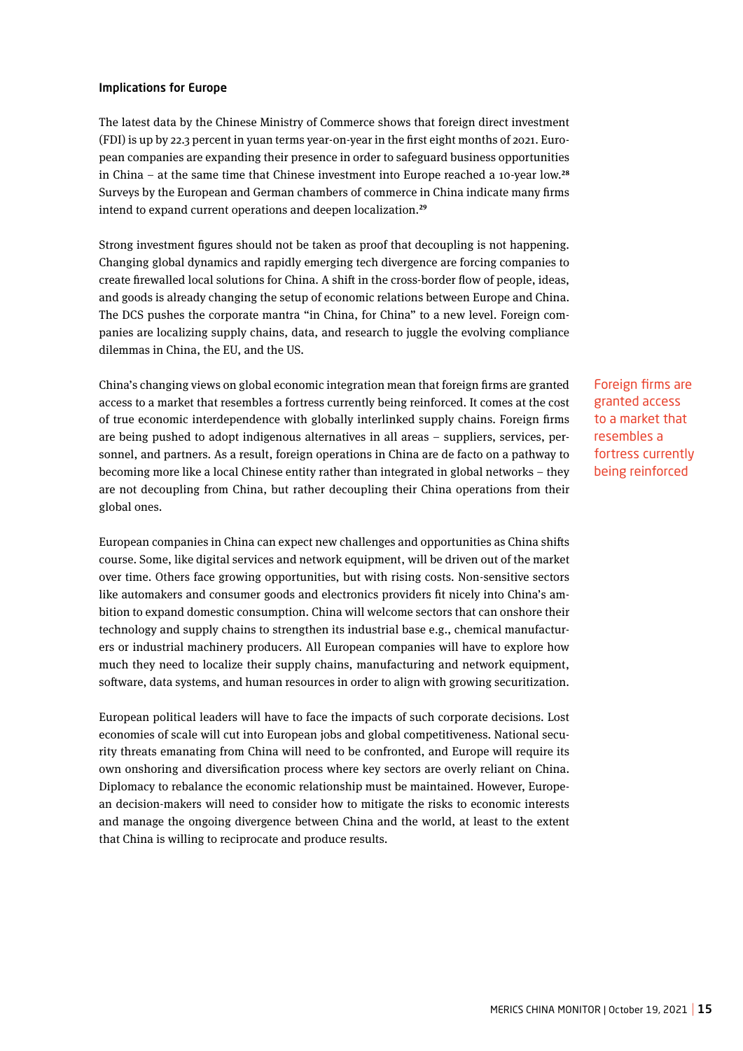### Implications for Europe

The latest data by the Chinese Ministry of Commerce shows that foreign direct investment (FDI) is up by 22.3 percent in yuan terms year-on-year in the first eight months of 2021. European companies are expanding their presence in order to safeguard business opportunities in China – at the same time that Chinese investment into Europe reached a 10-year low.[28] Surveys by the European and German chambers of commerce in China indicate many firms intend to expand current operations and deepen localization.[29]

Strong investment figures should not be taken as proof that decoupling is not happening. Changing global dynamics and rapidly emerging tech divergence are forcing companies to create firewalled local solutions for China. A shift in the cross-border flow of people, ideas, and goods is already changing the setup of economic relations between Europe and China. The DCS pushes the corporate mantra "in China, for China" to a new level. Foreign companies are localizing supply chains, data, and research to juggle the evolving compliance dilemmas in China, the EU, and the US.

China's changing views on global economic integration mean that foreign firms are granted access to a market that resembles a fortress currently being reinforced. It comes at the cost of true economic interdependence with globally interlinked supply chains. Foreign firms are being pushed to adopt indigenous alternatives in all areas – suppliers, services, personnel, and partners. As a result, foreign operations in China are de facto on a pathway to becoming more like a local Chinese entity rather than integrated in global networks – they are not decoupling from China, but rather decoupling their China operations from their global ones.

> Foreign firms are granted access to a market that resembles a fortress currently being reinforced

European companies in China can expect new challenges and opportunities as China shifts course. Some, like digital services and network equipment, will be driven out of the market over time. Others face growing opportunities, but with rising costs. Non-sensitive sectors like automakers and consumer goods and electronics providers fit nicely into China's ambition to expand domestic consumption. China will welcome sectors that can onshore their technology and supply chains to strengthen its industrial base e.g., chemical manufacturers or industrial machinery producers. All European companies will have to explore how much they need to localize their supply chains, manufacturing and network equipment, software, data systems, and human resources in order to align with growing securitization.

European political leaders will have to face the impacts of such corporate decisions. Lost economies of scale will cut into European jobs and global competitiveness. National security threats emanating from China will need to be confronted, and Europe will require its own onshoring and diversification process where key sectors are overly reliant on China. Diplomacy to rebalance the economic relationship must be maintained. However, European decision-makers will need to consider how to mitigate the risks to economic interests and manage the ongoing divergence between China and the world, at least to the extent that China is willing to reciprocate and produce results.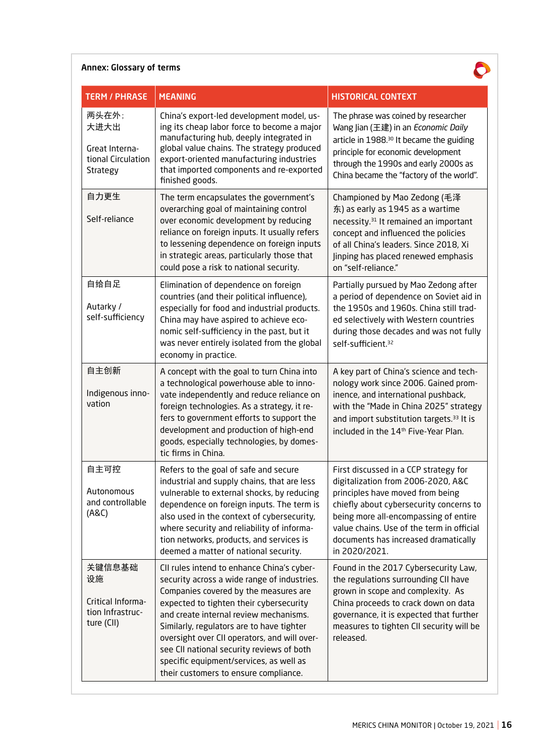**Annex: Glossary of terms**

| TERM / PHRASE | MEANING | HISTORICAL CONTEXT |
|---|---|---|
| 两头在外；大进大出<br><br>Great International Circulation Strategy | China's export-led development model, using its cheap labor force to become a major manufacturing hub, deeply integrated in global value chains. The strategy produced export-oriented manufacturing industries that imported components and re-exported finished goods. | The phrase was coined by researcher Wang Jian (王建) in an *Economic Daily* article in 1988.[30] It became the guiding principle for economic development through the 1990s and early 2000s as China became the "factory of the world". |
| 自力更生<br><br>Self-reliance | The term encapsulates the government's overarching goal of maintaining control over economic development by reducing reliance on foreign inputs. It usually refers to lessening dependence on foreign inputs in strategic areas, particularly those that could pose a risk to national security. | Championed by Mao Zedong (毛泽东) as early as 1945 as a wartime necessity.[31] It remained an important concept and influenced the policies of all China's leaders. Since 2018, Xi Jinping has placed renewed emphasis on "self-reliance." |
| 自给自足<br><br>Autarky / self-sufficiency | Elimination of dependence on foreign countries (and their political influence), especially for food and industrial products. China may have aspired to achieve economic self-sufficiency in the past, but it was never entirely isolated from the global economy in practice. | Partially pursued by Mao Zedong after a period of dependence on Soviet aid in the 1950s and 1960s. China still traded selectively with Western countries during those decades and was not fully self-sufficient.[32] |
| 自主创新<br><br>Indigenous innovation | A concept with the goal to turn China into a technological powerhouse able to innovate independently and reduce reliance on foreign technologies. As a strategy, it refers to government efforts to support the development and production of high-end goods, especially technologies, by domestic firms in China. | A key part of China's science and technology work since 2006. Gained prominence, and international pushback, with the "Made in China 2025" strategy and import substitution targets.[33] It is included in the 14th Five-Year Plan. |
| 自主可控<br><br>Autonomous and controllable (A&C) | Refers to the goal of safe and secure industrial and supply chains, that are less vulnerable to external shocks, by reducing dependence on foreign inputs. The term is also used in the context of cybersecurity, where security and reliability of information networks, products, and services is deemed a matter of national security. | First discussed in a CCP strategy for digitalization from 2006-2020, A&C principles have moved from being chiefly about cybersecurity concerns to being more all-encompassing of entire value chains. Use of the term in official documents has increased dramatically in 2020/2021. |
| 关键信息基础设施<br><br>Critical Information Infrastructure (CII) | CII rules intend to enhance China's cybersecurity across a wide range of industries. Companies covered by the measures are expected to tighten their cybersecurity and create internal review mechanisms. Similarly, regulators are to have tighter oversight over CII operators, and will oversee CII national security reviews of both specific equipment/services, as well as their customers to ensure compliance. | Found in the 2017 Cybersecurity Law, the regulations surrounding CII have grown in scope and complexity. As China proceeds to crack down on data governance, it is expected that further measures to tighten CII security will be released. |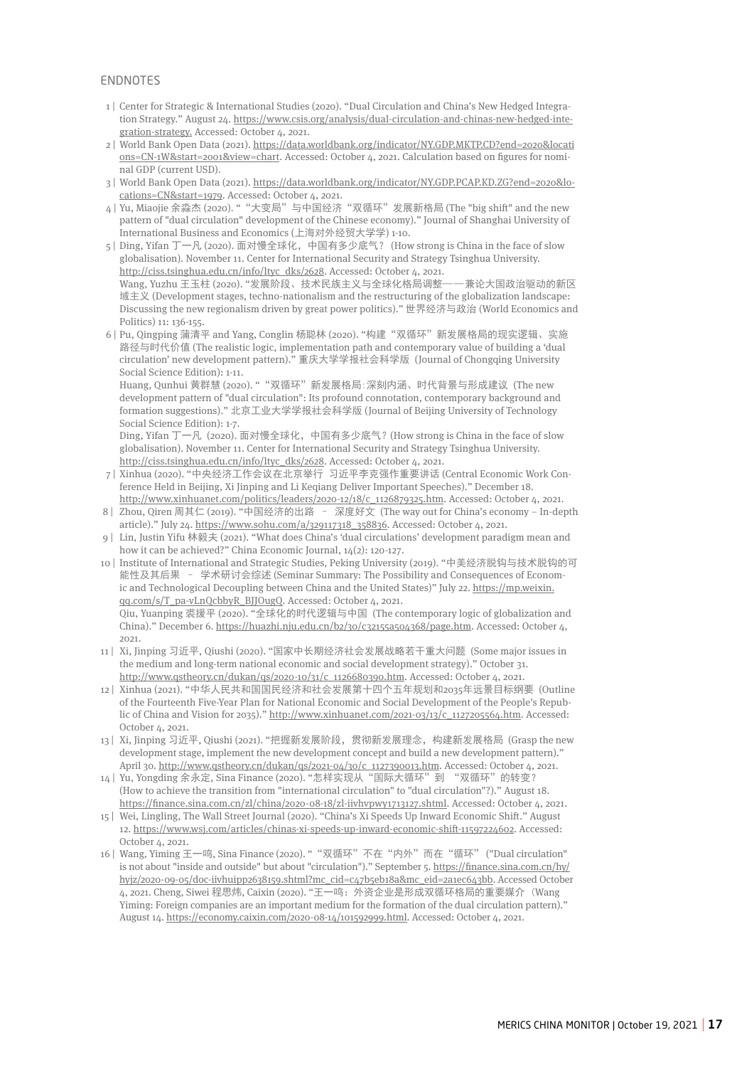## ENDNOTES

1 | Center for Strategic & International Studies (2020). "Dual Circulation and China's New Hedged Integration Strategy." August 24. https://www.csis.org/analysis/dual-circulation-and-chinas-new-hedged-integration-strategy. Accessed: October 4, 2021.

2 | World Bank Open Data (2021). https://data.worldbank.org/indicator/NY.GDP.MKTP.CD?end=2020&locations=CN-1W&start=2001&view=chart. Accessed: October 4, 2021. Calculation based on figures for nominal GDP (current USD).

3 | World Bank Open Data (2021). https://data.worldbank.org/indicator/NY.GDP.PCAP.KD.ZG?end=2020&locations=CN&start=1979. Accessed: October 4, 2021.

4 | Yu, Miaojie 余淼杰 (2020). "“大变局”与中国经济“双循环”发展新格局 (The "big shift" and the new pattern of "dual circulation" development of the Chinese economy)." Journal of Shanghai University of International Business and Economics (上海对外经贸大学学) 1-10.

5 | Ding, Yifan 丁一凡 (2020). 面对慢全球化，中国有多少底气？ (How strong is China in the face of slow globalisation). November 11. Center for International Security and Strategy Tsinghua University. http://ciss.tsinghua.edu.cn/info/ltyc_dks/2628. Accessed: October 4, 2021.
Wang, Yuzhu 王玉柱 (2020). "发展阶段、技术民族主义与全球化格局调整——兼论大国政治驱动的新区域主义 (Development stages, techno-nationalism and the restructuring of the globalization landscape: Discussing the new regionalism driven by great power politics)." 世界经济与政治 (World Economics and Politics) 11: 136-155.

6 | Pu, Qingping 蒲清平 and Yang, Conglin 杨聪林 (2020). "构建“双循环”新发展格局的现实逻辑、实施路径与时代价值 (The realistic logic, implementation path and contemporary value of building a 'dual circulation' new development pattern)." 重庆大学学报社会科学版 (Journal of Chongqing University Social Science Edition): 1-11.
Huang, Qunhui 黄群慧 (2020). "“双循环”新发展格局：深刻内涵、时代背景与形成建议 (The new development pattern of "dual circulation": Its profound connotation, contemporary background and formation suggestions)." 北京工业大学学报社会科学版 (Journal of Beijing University of Technology Social Science Edition): 1-7.
Ding, Yifan 丁一凡 (2020). 面对慢全球化，中国有多少底气？(How strong is China in the face of slow globalisation). November 11. Center for International Security and Strategy Tsinghua University. http://ciss.tsinghua.edu.cn/info/ltyc_dks/2628. Accessed: October 4, 2021.

7 | Xinhua (2020). "中央经济工作会议在北京举行 习近平李克强作重要讲话 (Central Economic Work Conference Held in Beijing, Xi Jinping and Li Keqiang Deliver Important Speeches)." December 18. http://www.xinhuanet.com/politics/leaders/2020-12/18/c_1126879325.htm. Accessed: October 4, 2021.

8 | Zhou, Qiren 周其仁 (2019). "中国经济的出路 – 深度好文 (The way out for China's economy – In-depth article)." July 24. https://www.sohu.com/a/329117318_358836. Accessed: October 4, 2021.

9 | Lin, Justin Yifu 林毅夫 (2021). "What does China's 'dual circulations' development paradigm mean and how it can be achieved?" China Economic Journal, 14(2): 120-127.

10 | Institute of International and Strategic Studies, Peking University (2019). "中美经济脱钩与技术脱钩的可能性及其后果 – 学术研讨会综述 (Seminar Summary: The Possibility and Consequences of Economic and Technological Decoupling between China and the United States)" July 22. https://mp.weixin.qq.com/s/T_pa-vLnQcbbyR_BJJOugQ. Accessed: October 4, 2021.
Qiu, Yuanping 裘援平 (2020). "全球化的时代逻辑与中国 (The contemporary logic of globalization and China)." December 6. https://huazhi.nju.edu.cn/b2/30/c32155a504368/page.htm. Accessed: October 4, 2021.

11 | Xi, Jinping 习近平, Qiushi (2020). "国家中长期经济社会发展战略若干重大问题 (Some major issues in the medium and long-term national economic and social development strategy)." October 31. http://www.qstheory.cn/dukan/qs/2020-10/31/c_1126680390.htm. Accessed: October 4, 2021.

12 | Xinhua (2021). "中华人民共和国国民经济和社会发展第十四个五年规划和2035年远景目标纲要 (Outline of the Fourteenth Five-Year Plan for National Economic and Social Development of the People's Republic of China and Vision for 2035)." http://www.xinhuanet.com/2021-03/13/c_1127205564.htm. Accessed: October 4, 2021.

13 | Xi, Jinping 习近平, Qiushi (2021). "把握新发展阶段，贯彻新发展理念，构建新发展格局 (Grasp the new development stage, implement the new development concept and build a new development pattern)." April 30. http://www.qstheory.cn/dukan/qs/2021-04/30/c_1127390013.htm. Accessed: October 4, 2021.

14 | Yu, Yongding 余永定, Sina Finance (2020). "怎样实现从“国际大循环”到 “双循环”的转变？ (How to achieve the transition from "international circulation" to "dual circulation"?)." August 18. https://finance.sina.com.cn/zl/china/2020-08-18/zl-iivhvpwy1713127.shtml. Accessed: October 4, 2021.

15 | Wei, Lingling, The Wall Street Journal (2020). "China's Xi Speeds Up Inward Economic Shift." August 12. https://www.wsj.com/articles/chinas-xi-speeds-up-inward-economic-shift-11597224602. Accessed: October 4, 2021.

16 | Wang, Yiming 王一鸣, Sina Finance (2020). "“双循环”不在“内外”而在“循环” ("Dual circulation" is not about "inside and outside" but about "circulation")." September 5. https://finance.sina.com.cn/hy/hyjz/2020-09-05/doc-iivhuipp2638159.shtml?mc_cid=c47b5eb18a&mc_eid=2a1ec643bb. Accessed October 4, 2021. Cheng, Siwei 程思炜, Caixin (2020). "王一鸣：外资企业是形成双循环格局的重要媒介 (Wang Yiming: Foreign companies are an important medium for the formation of the dual circulation pattern)." August 14. https://economy.caixin.com/2020-08-14/101592999.html. Accessed: October 4, 2021.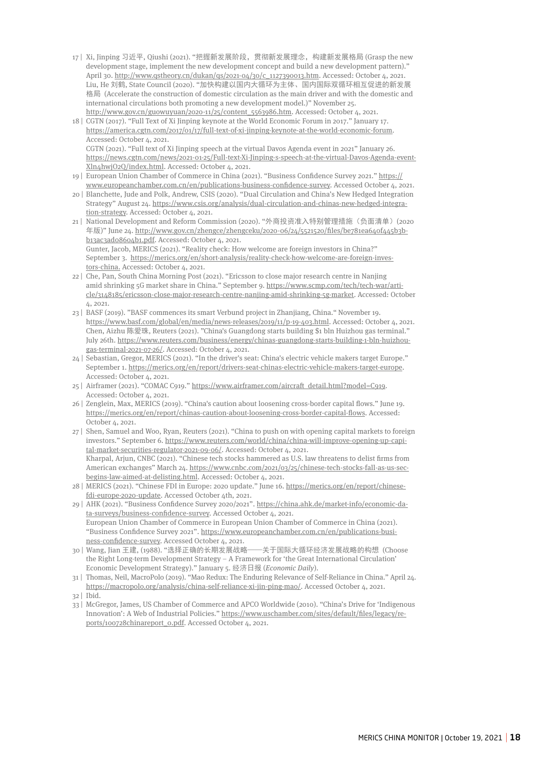17 | Xi, Jinping 习近平, Qiushi (2021). "把握新发展阶段，贯彻新发展理念，构建新发展格局 (Grasp the new development stage, implement the new development concept and build a new development pattern)." April 30. http://www.qstheory.cn/dukan/qs/2021-04/30/c_1127390013.htm. Accessed: October 4, 2021.
Liu, He 刘鹤, State Council (2020). "加快构建以国内大循环为主体、国内国际双循环相互促进的新发展格局（Accelerate the construction of domestic circulation as the main driver and with the domestic and international circulations both promoting a new development model.)" November 25. http://www.gov.cn/guowuyuan/2020-11/25/content_5563986.htm. Accessed: October 4, 2021.

18 | CGTN (2017). "Full Text of Xi Jinping keynote at the World Economic Forum in 2017." January 17. https://america.cgtn.com/2017/01/17/full-text-of-xi-jinping-keynote-at-the-world-economic-forum. Accessed: October 4, 2021.
CGTN (2021). "Full text of Xi Jinping speech at the virtual Davos Agenda event in 2021" January 26. https://news.cgtn.com/news/2021-01-25/Full-text-Xi-Jinping-s-speech-at-the-virtual-Davos-Agenda-event-Xln4hwjO2Q/index.html. Accessed: October 4, 2021.

19 | European Union Chamber of Commerce in China (2021). "Business Confidence Survey 2021." https://www.europeanchamber.com.cn/en/publications-business-confidence-survey. Accessed October 4, 2021.

20 | Blanchette, Jude and Polk, Andrew, CSIS (2020). "Dual Circulation and China's New Hedged Integration Strategy" August 24. https://www.csis.org/analysis/dual-circulation-and-chinas-new-hedged-integration-strategy. Accessed: October 4, 2021.

21 | National Development and Reform Commission (2020). "外商投资准入特别管理措施（负面清单）(2020年版)" June 24. http://www.gov.cn/zhengce/zhengceku/2020-06/24/5521520/files/be781ea640f445b3bb13ac3ad08604b1.pdf. Accessed: October 4, 2021.
Gunter, Jacob, MERICS (2021). "Reality check: How welcome are foreign investors in China?" September 3. https://merics.org/en/short-analysis/reality-check-how-welcome-are-foreign-investors-china. Accessed: October 4, 2021.

22 | Che, Pan, South China Morning Post (2021). "Ericsson to close major research centre in Nanjing amid shrinking 5G market share in China." September 9. https://www.scmp.com/tech/tech-war/article/3148185/ericsson-close-major-research-centre-nanjing-amid-shrinking-5g-market. Accessed: October 4, 2021.

23 | BASF (2019). "BASF commences its smart Verbund project in Zhanjiang, China." November 19. https://www.basf.com/global/en/media/news-releases/2019/11/p-19-403.html. Accessed: October 4, 2021.
Chen, Aizhu 陈爱珠, Reuters (2021). "China's Guangdong starts building $1 bln Huizhou gas terminal." July 26th. https://www.reuters.com/business/energy/chinas-guangdong-starts-building-1-bln-huizhou-gas-terminal-2021-07-26/. Accessed: October 4, 2021.

24 | Sebastian, Gregor, MERICS (2021). "In the driver's seat: China's electric vehicle makers target Europe." September 1. https://merics.org/en/report/drivers-seat-chinas-electric-vehicle-makers-target-europe. Accessed: October 4, 2021.

25 | Airframer (2021). "COMAC C919." https://www.airframer.com/aircraft_detail.html?model=C919. Accessed: October 4, 2021.

26 | Zenglein, Max, MERICS (2019). "China's caution about loosening cross-border capital flows." June 19. https://merics.org/en/report/chinas-caution-about-loosening-cross-border-capital-flows. Accessed: October 4, 2021.

27 | Shen, Samuel and Woo, Ryan, Reuters (2021). "China to push on with opening capital markets to foreign investors." September 6. https://www.reuters.com/world/china/china-will-improve-opening-up-capital-market-securities-regulator-2021-09-06/. Accessed: October 4, 2021.
Kharpal, Arjun, CNBC (2021). "Chinese tech stocks hammered as U.S. law threatens to delist firms from American exchanges" March 24. https://www.cnbc.com/2021/03/25/chinese-tech-stocks-fall-as-us-sec-begins-law-aimed-at-delisting.html. Accessed: October 4, 2021.

28 | MERICS (2021). "Chinese FDI in Europe: 2020 update." June 16. https://merics.org/en/report/chinese-fdi-europe-2020-update. Accessed October 4th, 2021.

29 | AHK (2021). "Business Confidence Survey 2020/2021". https://china.ahk.de/market-info/economic-data-surveys/business-confidence-survey. Accessed October 4, 2021.
European Union Chamber of Commerce in European Union Chamber of Commerce in China (2021). "Business Confidence Survey 2021". https://www.europeanchamber.com.cn/en/publications-business-confidence-survey. Accessed October 4, 2021.

30 | Wang, Jian 王建, (1988). "选择正确的长期发展战略——关于国际大循环经济发展战略的构想（Choose the Right Long-term Development Strategy – A Framework for 'the Great International Circulation' Economic Development Strategy)." January 5. 经济日报 (*Economic Daily*).

31 | Thomas, Neil, MacroPolo (2019). "Mao Redux: The Enduring Relevance of Self-Reliance in China." April 24. https://macropolo.org/analysis/china-self-reliance-xi-jin-ping-mao/. Accessed October 4, 2021.

32 | Ibid.

33 | McGregor, James, US Chamber of Commerce and APCO Worldwide (2010). "China's Drive for 'Indigenous Innovation': A Web of Industrial Policies." https://www.uschamber.com/sites/default/files/legacy/reports/100728chinareport_0.pdf. Accessed October 4, 2021.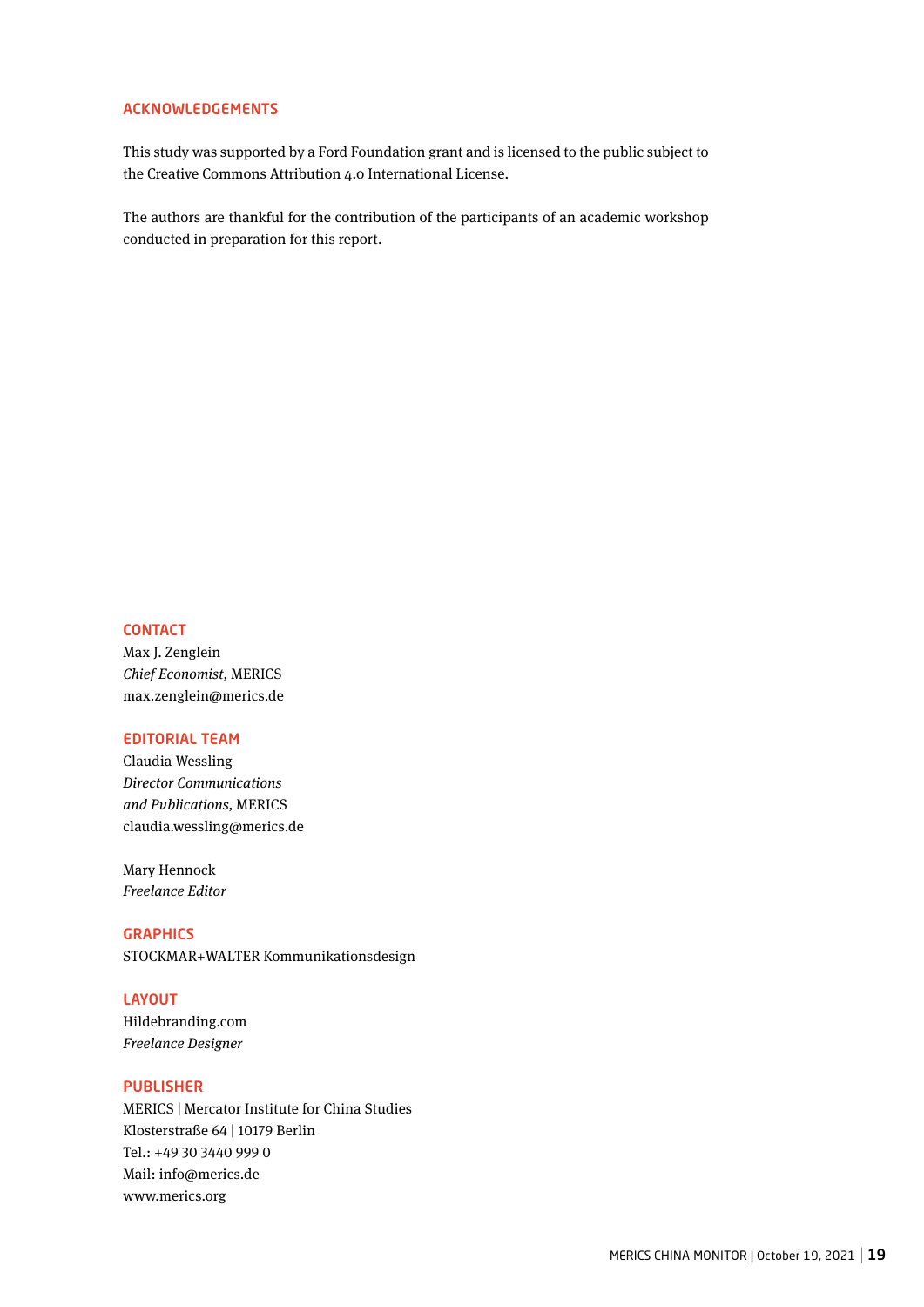## ACKNOWLEDGEMENTS

This study was supported by a Ford Foundation grant and is licensed to the public subject to the Creative Commons Attribution 4.0 International License.

The authors are thankful for the contribution of the participants of an academic workshop conducted in preparation for this report.

## CONTACT

Max J. Zenglein  
*Chief Economist*, MERICS  
max.zenglein@merics.de

## EDITORIAL TEAM

Claudia Wessling  
*Director Communications and Publications*, MERICS  
claudia.wessling@merics.de

Mary Hennock  
*Freelance Editor*

## GRAPHICS

STOCKMAR+WALTER Kommunikationsdesign

## LAYOUT

Hildebranding.com  
*Freelance Designer*

## PUBLISHER

MERICS | Mercator Institute for China Studies  
Klosterstraße 64 | 10179 Berlin  
Tel.: +49 30 3440 999 0  
Mail: info@merics.de  
www.merics.org